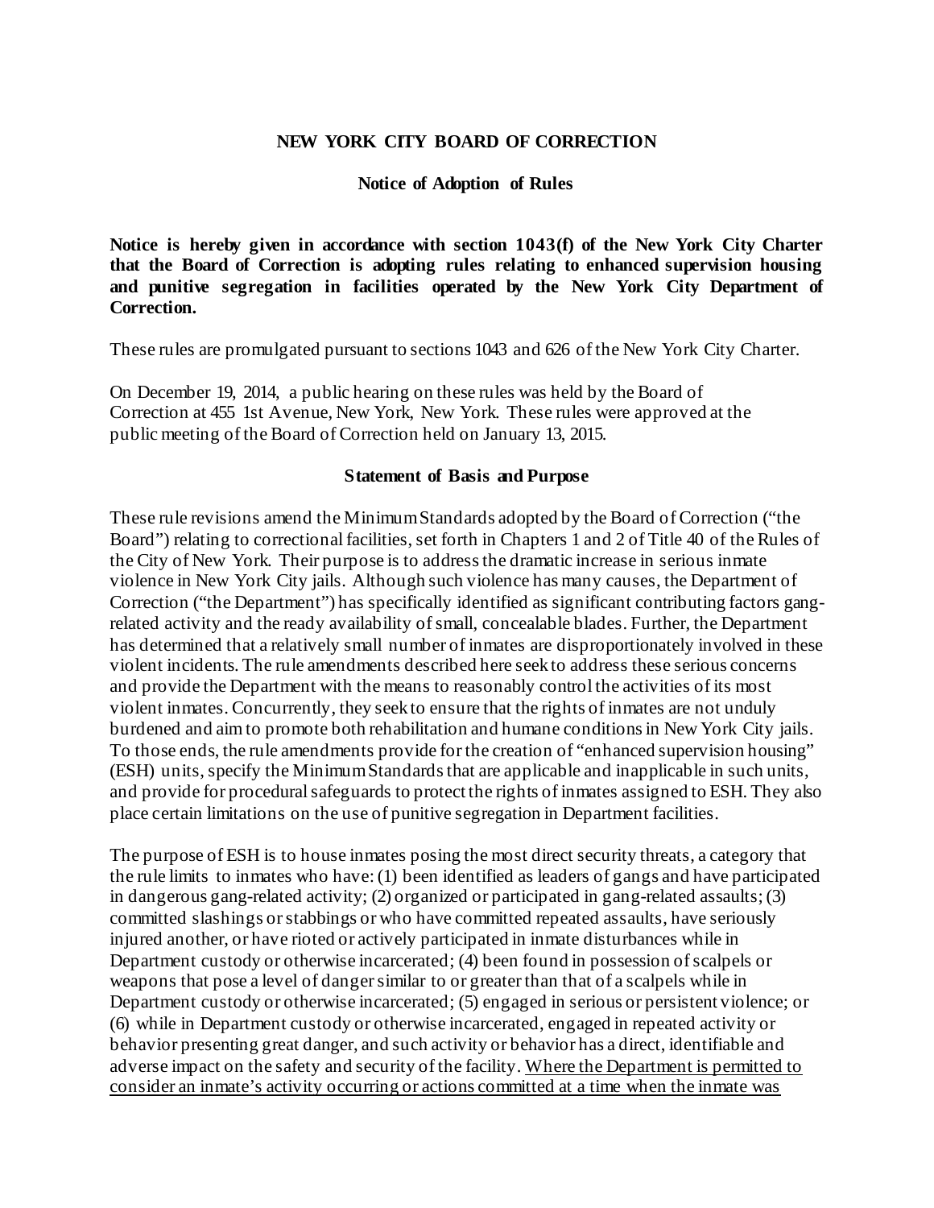**NEW YORK CITY BOARD OF CORRECTION**

**Notice of Adoption of Rules**

**Notice is hereby given in accordance with section 1043(f) of the New York City Charter that the Board of Correction is adopting rules relating to enhanced supervision housing and punitive segregation in facilities operated by the New York City Department of Correction.**

These rules are promulgated pursuant to sections 1043 and 626 of the New York City Charter.

On December 19, 2014, a public hearing on these rules was held by the Board of Correction at 455 1st Avenue, New York, New York. These rules were approved at the public meeting of the Board of Correction held on January 13, 2015.

**Statement of Basis and Purpose**

These rule revisions amend the Minimum Standards adopted by the Board of Correction ("the Board") relating to correctional facilities, set forth in Chapters 1 and 2 of Title 40 of the Rules of the City of New York. Their purpose is to address the dramatic increase in serious inmate violence in New York City jails. Although such violence has many causes, the Department of Correction ("the Department") has specifically identified as significant contributing factors gang-related activity and the ready availability of small, concealable blades. Further, the Department has determined that a relatively small number of inmates are disproportionately involved in these violent incidents. The rule amendments described here seek to address these serious concerns and provide the Department with the means to reasonably control the activities of its most violent inmates. Concurrently, they seek to ensure that the rights of inmates are not unduly burdened and aim to promote both rehabilitation and humane conditions in New York City jails. To those ends, the rule amendments provide for the creation of "enhanced supervision housing" (ESH) units, specify the Minimum Standards that are applicable and inapplicable in such units, and provide for procedural safeguards to protect the rights of inmates assigned to ESH. They also place certain limitations on the use of punitive segregation in Department facilities.

The purpose of ESH is to house inmates posing the most direct security threats, a category that the rule limits to inmates who have: (1) been identified as leaders of gangs and have participated in dangerous gang-related activity; (2) organized or participated in gang-related assaults; (3) committed slashings or stabbings or who have committed repeated assaults, have seriously injured another, or have rioted or actively participated in inmate disturbances while in Department custody or otherwise incarcerated; (4) been found in possession of scalpels or weapons that pose a level of danger similar to or greater than that of a scalpels while in Department custody or otherwise incarcerated; (5) engaged in serious or persistent violence; or (6) while in Department custody or otherwise incarcerated, engaged in repeated activity or behavior presenting great danger, and such activity or behavior has a direct, identifiable and adverse impact on the safety and security of the facility. <u>Where the Department is permitted to consider an inmate's activity occurring or actions committed at a time when the inmate was</u>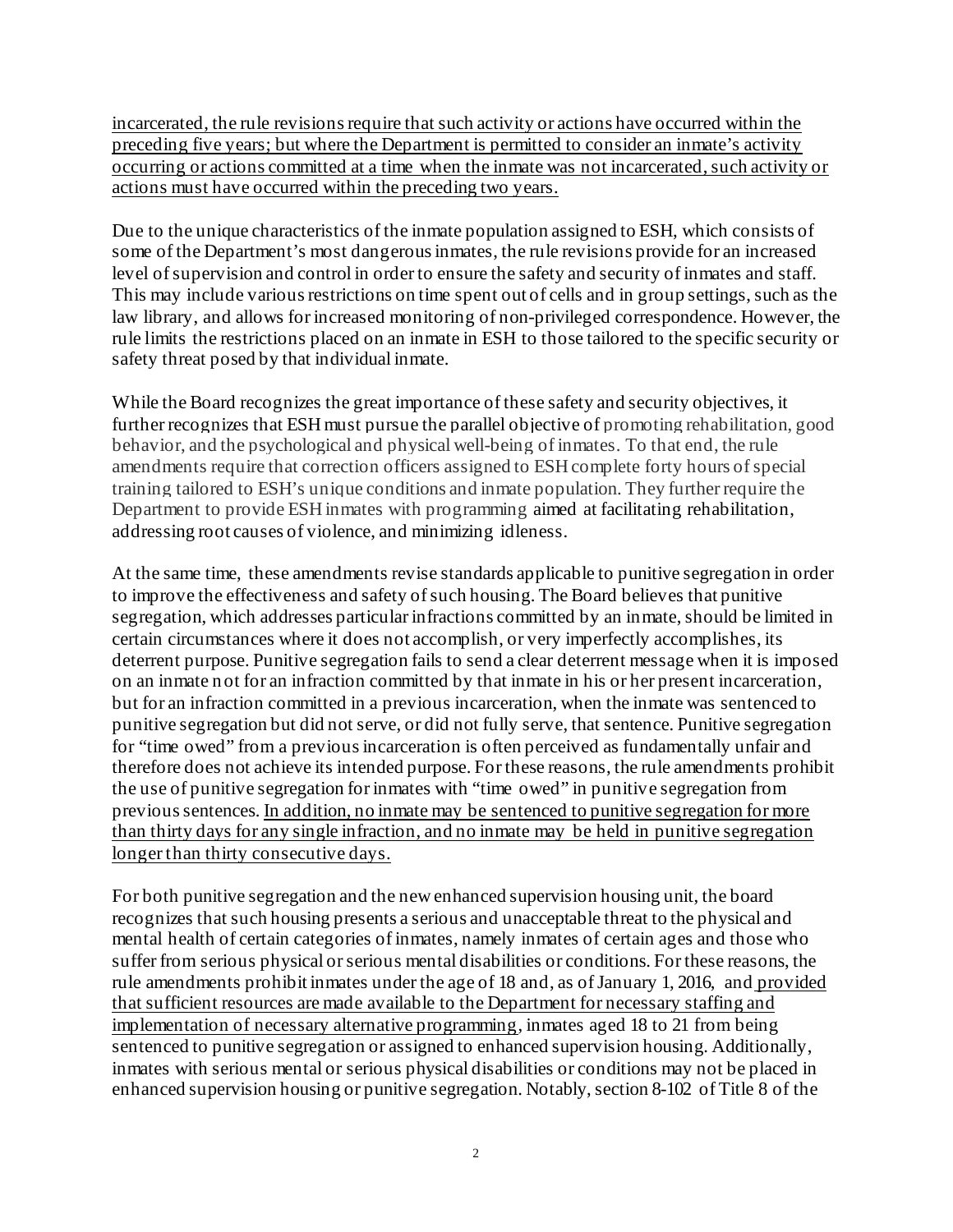incarcerated, the rule revisions require that such activity or actions have occurred within the preceding five years; but where the Department is permitted to consider an inmate's activity occurring or actions committed at a time when the inmate was not incarcerated, such activity or actions must have occurred within the preceding two years.

Due to the unique characteristics of the inmate population assigned to ESH, which consists of some of the Department's most dangerous inmates, the rule revisions provide for an increased level of supervision and control in order to ensure the safety and security of inmates and staff. This may include various restrictions on time spent out of cells and in group settings, such as the law library, and allows for increased monitoring of non-privileged correspondence. However, the rule limits the restrictions placed on an inmate in ESH to those tailored to the specific security or safety threat posed by that individual inmate.

While the Board recognizes the great importance of these safety and security objectives, it further recognizes that ESH must pursue the parallel objective of promoting rehabilitation, good behavior, and the psychological and physical well-being of inmates. To that end, the rule amendments require that correction officers assigned to ESH complete forty hours of special training tailored to ESH's unique conditions and inmate population. They further require the Department to provide ESH inmates with programming aimed at facilitating rehabilitation, addressing root causes of violence, and minimizing idleness.

At the same time, these amendments revise standards applicable to punitive segregation in order to improve the effectiveness and safety of such housing. The Board believes that punitive segregation, which addresses particular infractions committed by an inmate, should be limited in certain circumstances where it does not accomplish, or very imperfectly accomplishes, its deterrent purpose. Punitive segregation fails to send a clear deterrent message when it is imposed on an inmate not for an infraction committed by that inmate in his or her present incarceration, but for an infraction committed in a previous incarceration, when the inmate was sentenced to punitive segregation but did not serve, or did not fully serve, that sentence. Punitive segregation for "time owed" from a previous incarceration is often perceived as fundamentally unfair and therefore does not achieve its intended purpose. For these reasons, the rule amendments prohibit the use of punitive segregation for inmates with "time owed" in punitive segregation from previous sentences. In addition, no inmate may be sentenced to punitive segregation for more than thirty days for any single infraction, and no inmate may be held in punitive segregation longer than thirty consecutive days.

For both punitive segregation and the new enhanced supervision housing unit, the board recognizes that such housing presents a serious and unacceptable threat to the physical and mental health of certain categories of inmates, namely inmates of certain ages and those who suffer from serious physical or serious mental disabilities or conditions. For these reasons, the rule amendments prohibit inmates under the age of 18 and, as of January 1, 2016, and provided that sufficient resources are made available to the Department for necessary staffing and implementation of necessary alternative programming, inmates aged 18 to 21 from being sentenced to punitive segregation or assigned to enhanced supervision housing. Additionally, inmates with serious mental or serious physical disabilities or conditions may not be placed in enhanced supervision housing or punitive segregation. Notably, section 8-102 of Title 8 of the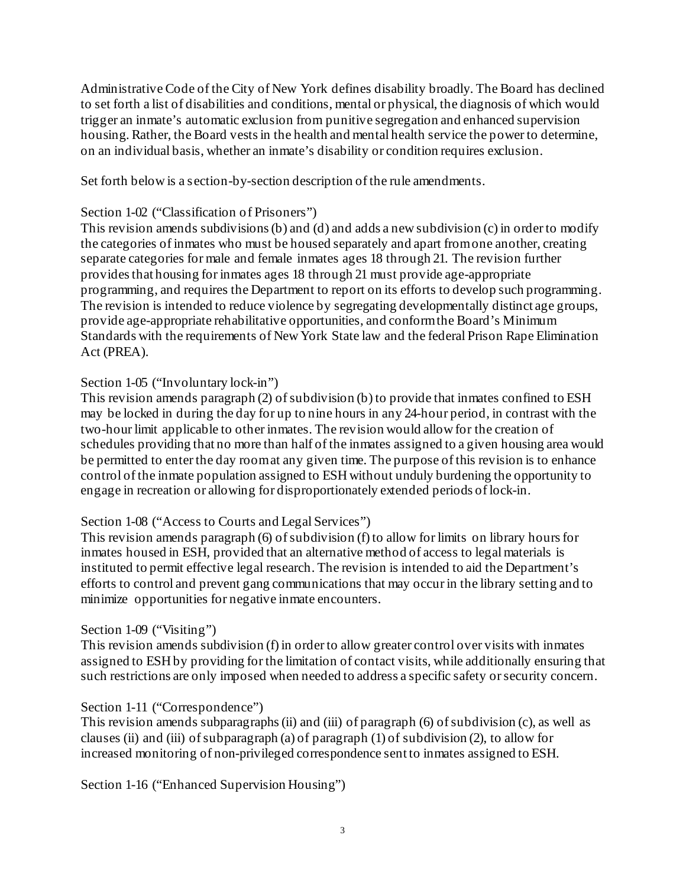Administrative Code of the City of New York defines disability broadly. The Board has declined to set forth a list of disabilities and conditions, mental or physical, the diagnosis of which would trigger an inmate's automatic exclusion from punitive segregation and enhanced supervision housing. Rather, the Board vests in the health and mental health service the power to determine, on an individual basis, whether an inmate's disability or condition requires exclusion.

Set forth below is a section-by-section description of the rule amendments.

Section 1-02 ("Classification of Prisoners")
This revision amends subdivisions (b) and (d) and adds a new subdivision (c) in order to modify the categories of inmates who must be housed separately and apart from one another, creating separate categories for male and female inmates ages 18 through 21. The revision further provides that housing for inmates ages 18 through 21 must provide age-appropriate programming, and requires the Department to report on its efforts to develop such programming. The revision is intended to reduce violence by segregating developmentally distinct age groups, provide age-appropriate rehabilitative opportunities, and conform the Board's Minimum Standards with the requirements of New York State law and the federal Prison Rape Elimination Act (PREA).

Section 1-05 ("Involuntary lock-in")
This revision amends paragraph (2) of subdivision (b) to provide that inmates confined to ESH may be locked in during the day for up to nine hours in any 24-hour period, in contrast with the two-hour limit applicable to other inmates. The revision would allow for the creation of schedules providing that no more than half of the inmates assigned to a given housing area would be permitted to enter the day room at any given time. The purpose of this revision is to enhance control of the inmate population assigned to ESH without unduly burdening the opportunity to engage in recreation or allowing for disproportionately extended periods of lock-in.

Section 1-08 ("Access to Courts and Legal Services")
This revision amends paragraph (6) of subdivision (f) to allow for limits on library hours for inmates housed in ESH, provided that an alternative method of access to legal materials is instituted to permit effective legal research. The revision is intended to aid the Department's efforts to control and prevent gang communications that may occur in the library setting and to minimize opportunities for negative inmate encounters.

Section 1-09 ("Visiting")
This revision amends subdivision (f) in order to allow greater control over visits with inmates assigned to ESH by providing for the limitation of contact visits, while additionally ensuring that such restrictions are only imposed when needed to address a specific safety or security concern.

Section 1-11 ("Correspondence")
This revision amends subparagraphs (ii) and (iii) of paragraph (6) of subdivision (c), as well as clauses (ii) and (iii) of subparagraph (a) of paragraph (1) of subdivision (2), to allow for increased monitoring of non-privileged correspondence sent to inmates assigned to ESH.

Section 1-16 ("Enhanced Supervision Housing")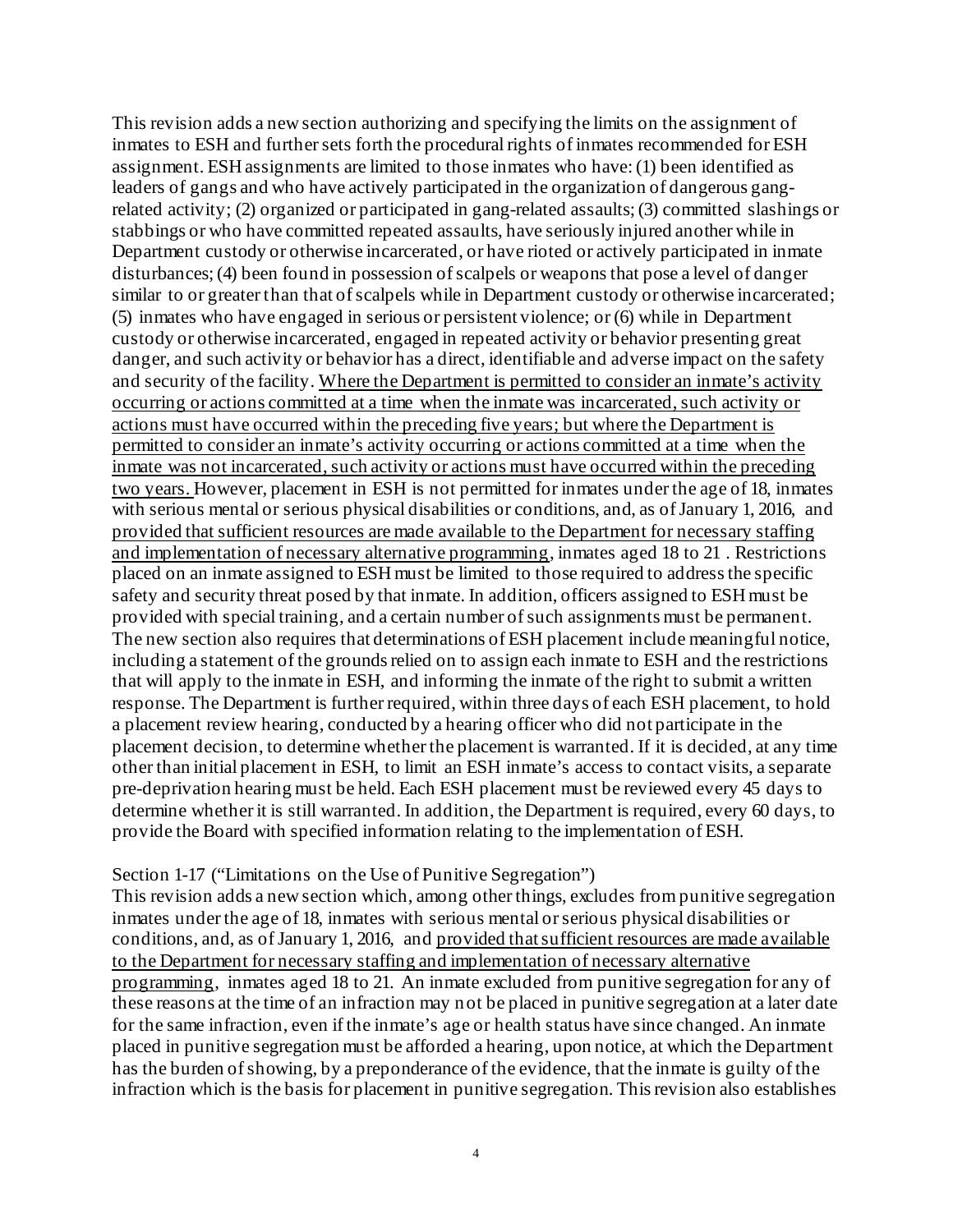This revision adds a new section authorizing and specifying the limits on the assignment of inmates to ESH and further sets forth the procedural rights of inmates recommended for ESH assignment. ESH assignments are limited to those inmates who have: (1) been identified as leaders of gangs and who have actively participated in the organization of dangerous gang-related activity; (2) organized or participated in gang-related assaults; (3) committed slashings or stabbings or who have committed repeated assaults, have seriously injured another while in Department custody or otherwise incarcerated, or have rioted or actively participated in inmate disturbances; (4) been found in possession of scalpels or weapons that pose a level of danger similar to or greater than that of scalpels while in Department custody or otherwise incarcerated; (5) inmates who have engaged in serious or persistent violence; or (6) while in Department custody or otherwise incarcerated, engaged in repeated activity or behavior presenting great danger, and such activity or behavior has a direct, identifiable and adverse impact on the safety and security of the facility. <u>Where the Department is permitted to consider an inmate's activity occurring or actions committed at a time when the inmate was incarcerated, such activity or actions must have occurred within the preceding five years; but where the Department is permitted to consider an inmate's activity occurring or actions committed at a time when the inmate was not incarcerated, such activity or actions must have occurred within the preceding two years.</u> However, placement in ESH is not permitted for inmates under the age of 18, inmates with serious mental or serious physical disabilities or conditions, and, as of January 1, 2016, and <u>provided that sufficient resources are made available to the Department for necessary staffing and implementation of necessary alternative programming</u>, inmates aged 18 to 21 . Restrictions placed on an inmate assigned to ESH must be limited to those required to address the specific safety and security threat posed by that inmate. In addition, officers assigned to ESH must be provided with special training, and a certain number of such assignments must be permanent. The new section also requires that determinations of ESH placement include meaningful notice, including a statement of the grounds relied on to assign each inmate to ESH and the restrictions that will apply to the inmate in ESH, and informing the inmate of the right to submit a written response. The Department is further required, within three days of each ESH placement, to hold a placement review hearing, conducted by a hearing officer who did not participate in the placement decision, to determine whether the placement is warranted. If it is decided, at any time other than initial placement in ESH, to limit an ESH inmate's access to contact visits, a separate pre-deprivation hearing must be held. Each ESH placement must be reviewed every 45 days to determine whether it is still warranted. In addition, the Department is required, every 60 days, to provide the Board with specified information relating to the implementation of ESH.

Section 1-17 ("Limitations on the Use of Punitive Segregation")

This revision adds a new section which, among other things, excludes from punitive segregation inmates under the age of 18, inmates with serious mental or serious physical disabilities or conditions, and, as of January 1, 2016, and <u>provided that sufficient resources are made available to the Department for necessary staffing and implementation of necessary alternative programming</u>, inmates aged 18 to 21. An inmate excluded from punitive segregation for any of these reasons at the time of an infraction may not be placed in punitive segregation at a later date for the same infraction, even if the inmate's age or health status have since changed. An inmate placed in punitive segregation must be afforded a hearing, upon notice, at which the Department has the burden of showing, by a preponderance of the evidence, that the inmate is guilty of the infraction which is the basis for placement in punitive segregation. This revision also establishes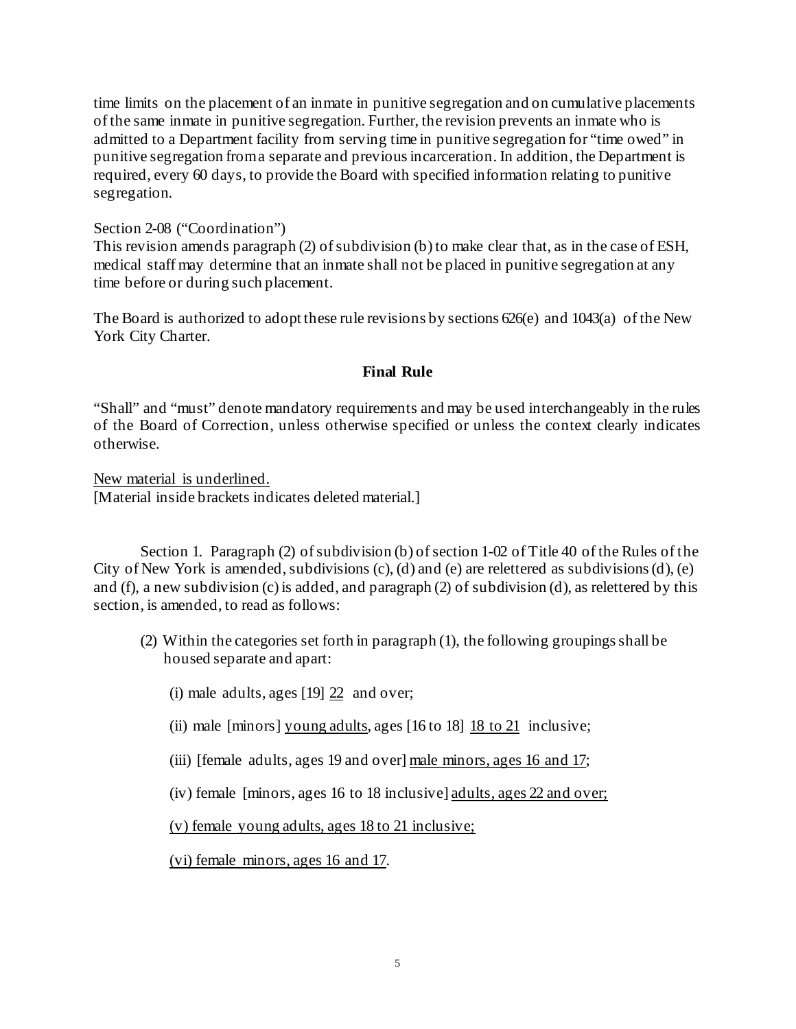time limits on the placement of an inmate in punitive segregation and on cumulative placements of the same inmate in punitive segregation. Further, the revision prevents an inmate who is admitted to a Department facility from serving time in punitive segregation for "time owed" in punitive segregation from a separate and previous incarceration. In addition, the Department is required, every 60 days, to provide the Board with specified information relating to punitive segregation.

Section 2-08 ("Coordination")
This revision amends paragraph (2) of subdivision (b) to make clear that, as in the case of ESH, medical staff may determine that an inmate shall not be placed in punitive segregation at any time before or during such placement.

The Board is authorized to adopt these rule revisions by sections 626(e) and 1043(a) of the New York City Charter.

**Final Rule**

"Shall" and "must" denote mandatory requirements and may be used interchangeably in the rules of the Board of Correction, unless otherwise specified or unless the context clearly indicates otherwise.

<u>New material is underlined.</u>
[Material inside brackets indicates deleted material.]

Section 1. Paragraph (2) of subdivision (b) of section 1-02 of Title 40 of the Rules of the City of New York is amended, subdivisions (c), (d) and (e) are relettered as subdivisions (d), (e) and (f), a new subdivision (c) is added, and paragraph (2) of subdivision (d), as relettered by this section, is amended, to read as follows:

(2) Within the categories set forth in paragraph (1), the following groupings shall be housed separate and apart:

(i) male adults, ages [19] <u>22</u> and over;

(ii) male [minors] <u>young adults</u>, ages [16 to 18] <u>18 to 21</u> inclusive;

(iii) [female adults, ages 19 and over] <u>male minors, ages 16 and 17</u>;

(iv) female [minors, ages 16 to 18 inclusive] <u>adults, ages 22 and over;</u>

<u>(v) female young adults, ages 18 to 21 inclusive;</u>

<u>(vi) female minors, ages 16 and 17</u>.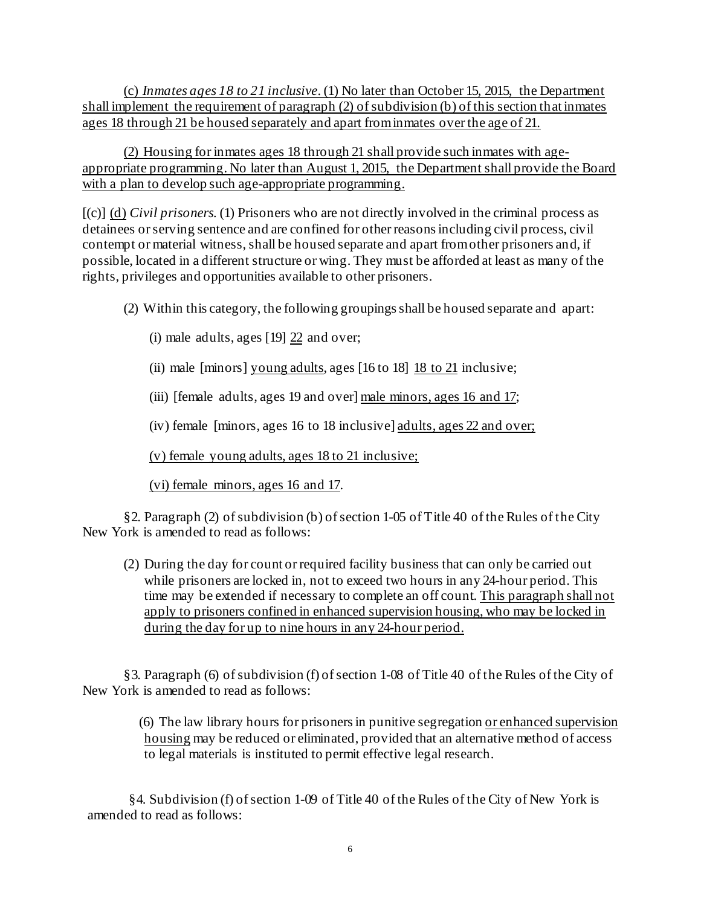(c) *Inmates ages 18 to 21 inclusive*. (1) No later than October 15, 2015, the Department shall implement the requirement of paragraph (2) of subdivision (b) of this section that inmates ages 18 through 21 be housed separately and apart from inmates over the age of 21.

(2) Housing for inmates ages 18 through 21 shall provide such inmates with age-appropriate programming. No later than August 1, 2015, the Department shall provide the Board with a plan to develop such age-appropriate programming.

[(c)] (d) *Civil prisoners*. (1) Prisoners who are not directly involved in the criminal process as detainees or serving sentence and are confined for other reasons including civil process, civil contempt or material witness, shall be housed separate and apart from other prisoners and, if possible, located in a different structure or wing. They must be afforded at least as many of the rights, privileges and opportunities available to other prisoners.

(2) Within this category, the following groupings shall be housed separate and apart:

(i) male adults, ages [19] 22 and over;

(ii) male [minors] young adults, ages [16 to 18] 18 to 21 inclusive;

(iii) [female adults, ages 19 and over] male minors, ages 16 and 17;

(iv) female [minors, ages 16 to 18 inclusive] adults, ages 22 and over;

(v) female young adults, ages 18 to 21 inclusive;

(vi) female minors, ages 16 and 17.

§2. Paragraph (2) of subdivision (b) of section 1-05 of Title 40 of the Rules of the City New York is amended to read as follows:

(2) During the day for count or required facility business that can only be carried out while prisoners are locked in, not to exceed two hours in any 24-hour period. This time may be extended if necessary to complete an off count. This paragraph shall not apply to prisoners confined in enhanced supervision housing, who may be locked in during the day for up to nine hours in any 24-hour period.

§3. Paragraph (6) of subdivision (f) of section 1-08 of Title 40 of the Rules of the City of New York is amended to read as follows:

(6) The law library hours for prisoners in punitive segregation or enhanced supervision housing may be reduced or eliminated, provided that an alternative method of access to legal materials is instituted to permit effective legal research.

§4. Subdivision (f) of section 1-09 of Title 40 of the Rules of the City of New York is amended to read as follows: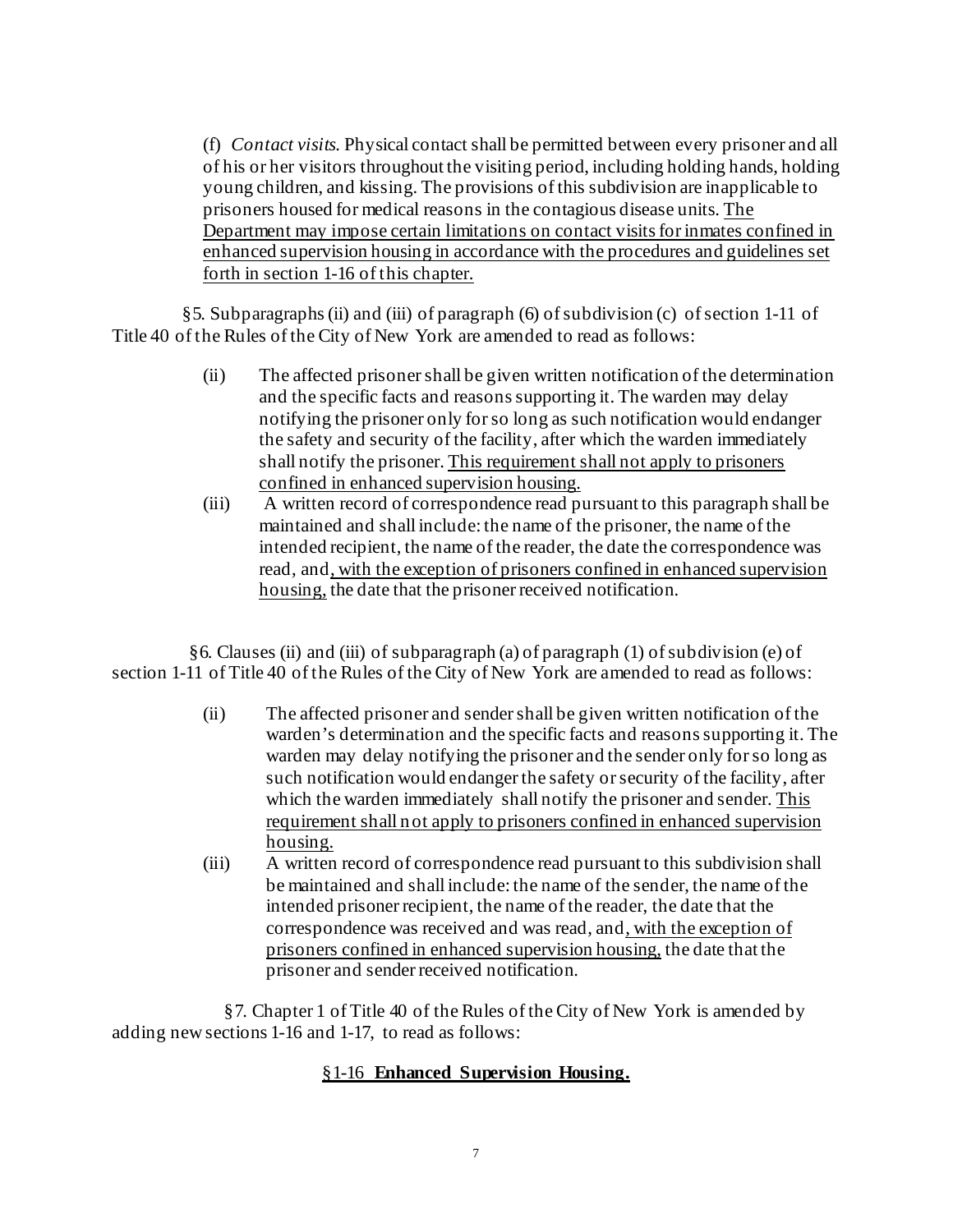(f) *Contact visits.* Physical contact shall be permitted between every prisoner and all of his or her visitors throughout the visiting period, including holding hands, holding young children, and kissing. The provisions of this subdivision are inapplicable to prisoners housed for medical reasons in the contagious disease units. <u>The Department may impose certain limitations on contact visits for inmates confined in enhanced supervision housing in accordance with the procedures and guidelines set forth in section 1-16 of this chapter.</u>

§5. Subparagraphs (ii) and (iii) of paragraph (6) of subdivision (c) of section 1-11 of Title 40 of the Rules of the City of New York are amended to read as follows:

(ii) The affected prisoner shall be given written notification of the determination and the specific facts and reasons supporting it. The warden may delay notifying the prisoner only for so long as such notification would endanger the safety and security of the facility, after which the warden immediately shall notify the prisoner. <u>This requirement shall not apply to prisoners confined in enhanced supervision housing.</u>

(iii) A written record of correspondence read pursuant to this paragraph shall be maintained and shall include: the name of the prisoner, the name of the intended recipient, the name of the reader, the date the correspondence was read, and<u>, with the exception of prisoners confined in enhanced supervision housing,</u> the date that the prisoner received notification.

§6. Clauses (ii) and (iii) of subparagraph (a) of paragraph (1) of subdivision (e) of section 1-11 of Title 40 of the Rules of the City of New York are amended to read as follows:

(ii) The affected prisoner and sender shall be given written notification of the warden's determination and the specific facts and reasons supporting it. The warden may delay notifying the prisoner and the sender only for so long as such notification would endanger the safety or security of the facility, after which the warden immediately shall notify the prisoner and sender. <u>This requirement shall not apply to prisoners confined in enhanced supervision housing.</u>

(iii) A written record of correspondence read pursuant to this subdivision shall be maintained and shall include: the name of the sender, the name of the intended prisoner recipient, the name of the reader, the date that the correspondence was received and was read, and<u>, with the exception of prisoners confined in enhanced supervision housing,</u> the date that the prisoner and sender received notification.

§7. Chapter 1 of Title 40 of the Rules of the City of New York is amended by adding new sections 1-16 and 1-17, to read as follows:

<u>§1-16 **Enhanced Supervision Housing.**</u>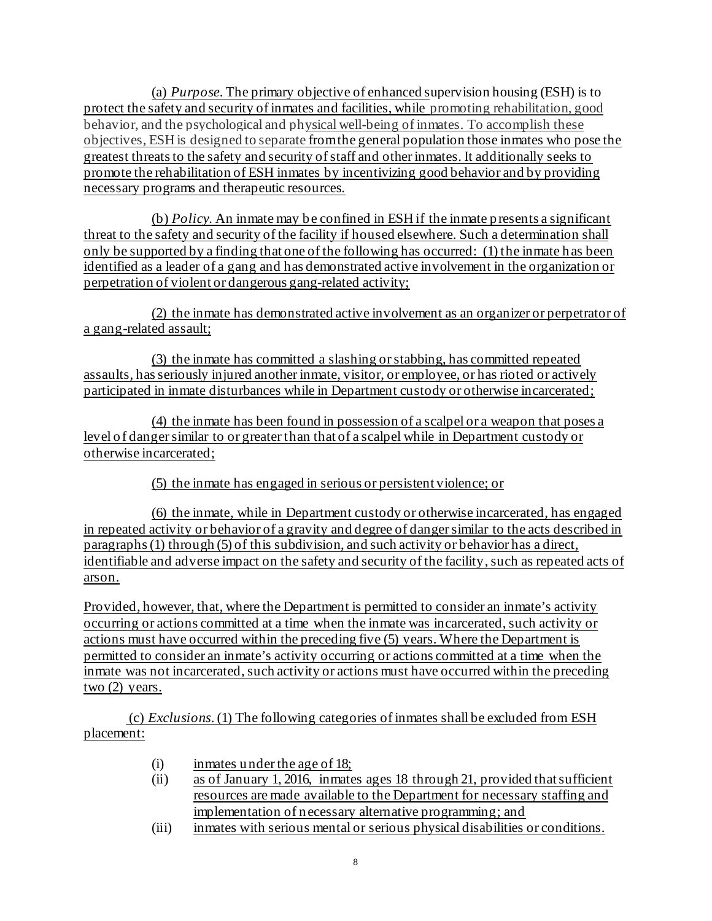(a) *Purpose*. The primary objective of enhanced supervision housing (ESH) is to protect the safety and security of inmates and facilities, while promoting rehabilitation, good behavior, and the psychological and physical well-being of inmates. To accomplish these objectives, ESH is designed to separate from the general population those inmates who pose the greatest threats to the safety and security of staff and other inmates. It additionally seeks to promote the rehabilitation of ESH inmates by incentivizing good behavior and by providing necessary programs and therapeutic resources.

(b) *Policy*. An inmate may be confined in ESH if the inmate presents a significant threat to the safety and security of the facility if housed elsewhere. Such a determination shall only be supported by a finding that one of the following has occurred: (1) the inmate has been identified as a leader of a gang and has demonstrated active involvement in the organization or perpetration of violent or dangerous gang-related activity;

(2) the inmate has demonstrated active involvement as an organizer or perpetrator of a gang-related assault;

(3) the inmate has committed a slashing or stabbing, has committed repeated assaults, has seriously injured another inmate, visitor, or employee, or has rioted or actively participated in inmate disturbances while in Department custody or otherwise incarcerated;

(4) the inmate has been found in possession of a scalpel or a weapon that poses a level of danger similar to or greater than that of a scalpel while in Department custody or otherwise incarcerated;

(5) the inmate has engaged in serious or persistent violence; or

(6) the inmate, while in Department custody or otherwise incarcerated, has engaged in repeated activity or behavior of a gravity and degree of danger similar to the acts described in paragraphs (1) through (5) of this subdivision, and such activity or behavior has a direct, identifiable and adverse impact on the safety and security of the facility, such as repeated acts of arson.

Provided, however, that, where the Department is permitted to consider an inmate's activity occurring or actions committed at a time when the inmate was incarcerated, such activity or actions must have occurred within the preceding five (5) years. Where the Department is permitted to consider an inmate's activity occurring or actions committed at a time when the inmate was not incarcerated, such activity or actions must have occurred within the preceding two (2) years.

(c) *Exclusions*. (1) The following categories of inmates shall be excluded from ESH placement:

(i) inmates under the age of 18;
(ii) as of January 1, 2016, inmates ages 18 through 21, provided that sufficient resources are made available to the Department for necessary staffing and implementation of necessary alternative programming; and
(iii) inmates with serious mental or serious physical disabilities or conditions.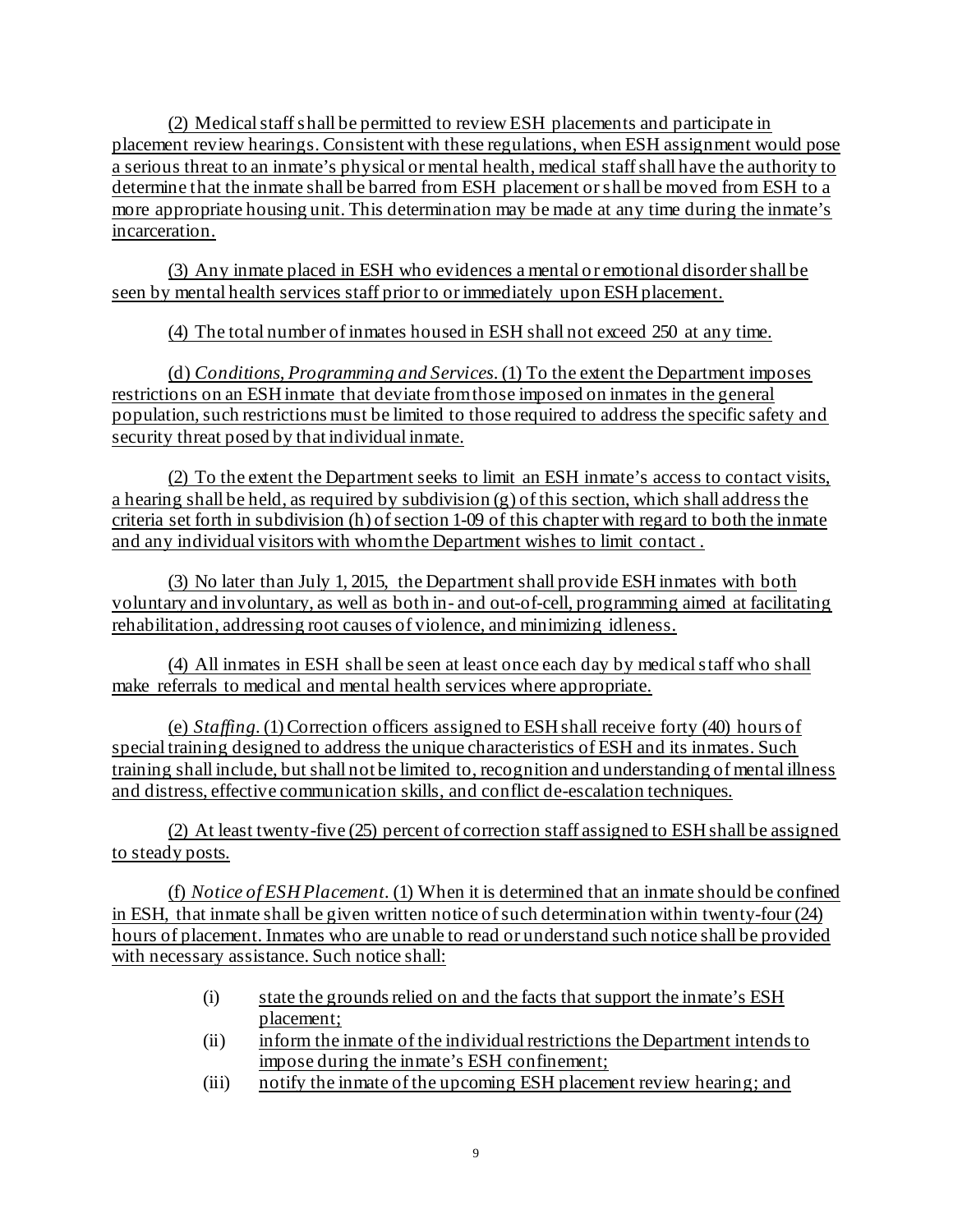(2) Medical staff shall be permitted to review ESH placements and participate in placement review hearings. Consistent with these regulations, when ESH assignment would pose a serious threat to an inmate's physical or mental health, medical staff shall have the authority to determine that the inmate shall be barred from ESH placement or shall be moved from ESH to a more appropriate housing unit. This determination may be made at any time during the inmate's incarceration.

(3) Any inmate placed in ESH who evidences a mental or emotional disorder shall be seen by mental health services staff prior to or immediately upon ESH placement.

(4) The total number of inmates housed in ESH shall not exceed 250 at any time.

(d) *Conditions, Programming and Services.* (1) To the extent the Department imposes restrictions on an ESH inmate that deviate from those imposed on inmates in the general population, such restrictions must be limited to those required to address the specific safety and security threat posed by that individual inmate.

(2) To the extent the Department seeks to limit an ESH inmate's access to contact visits, a hearing shall be held, as required by subdivision (g) of this section, which shall address the criteria set forth in subdivision (h) of section 1-09 of this chapter with regard to both the inmate and any individual visitors with whom the Department wishes to limit contact.

(3) No later than July 1, 2015, the Department shall provide ESH inmates with both voluntary and involuntary, as well as both in- and out-of-cell, programming aimed at facilitating rehabilitation, addressing root causes of violence, and minimizing idleness.

(4) All inmates in ESH shall be seen at least once each day by medical staff who shall make referrals to medical and mental health services where appropriate.

(e) *Staffing.* (1) Correction officers assigned to ESH shall receive forty (40) hours of special training designed to address the unique characteristics of ESH and its inmates. Such training shall include, but shall not be limited to, recognition and understanding of mental illness and distress, effective communication skills, and conflict de-escalation techniques.

(2) At least twenty-five (25) percent of correction staff assigned to ESH shall be assigned to steady posts.

(f) *Notice of ESH Placement.* (1) When it is determined that an inmate should be confined in ESH, that inmate shall be given written notice of such determination within twenty-four (24) hours of placement. Inmates who are unable to read or understand such notice shall be provided with necessary assistance. Such notice shall:

(i) state the grounds relied on and the facts that support the inmate's ESH placement;

(ii) inform the inmate of the individual restrictions the Department intends to impose during the inmate's ESH confinement;

(iii) notify the inmate of the upcoming ESH placement review hearing; and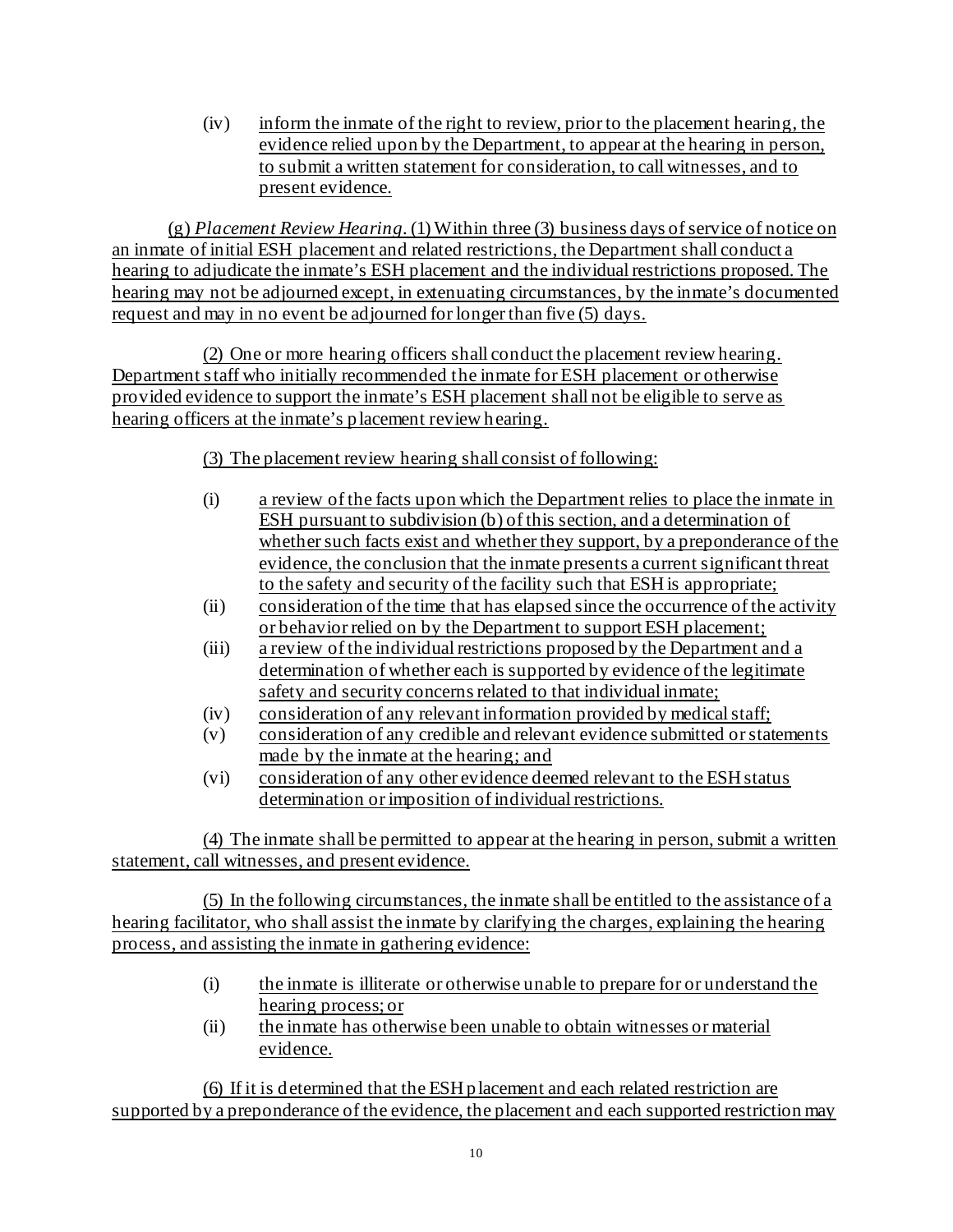(iv) inform the inmate of the right to review, prior to the placement hearing, the evidence relied upon by the Department, to appear at the hearing in person, to submit a written statement for consideration, to call witnesses, and to present evidence.

(g) *Placement Review Hearing*. (1) Within three (3) business days of service of notice on an inmate of initial ESH placement and related restrictions, the Department shall conduct a hearing to adjudicate the inmate's ESH placement and the individual restrictions proposed. The hearing may not be adjourned except, in extenuating circumstances, by the inmate's documented request and may in no event be adjourned for longer than five (5) days.

(2) One or more hearing officers shall conduct the placement review hearing. Department staff who initially recommended the inmate for ESH placement or otherwise provided evidence to support the inmate's ESH placement shall not be eligible to serve as hearing officers at the inmate's placement review hearing.

(3) The placement review hearing shall consist of following:

(i) a review of the facts upon which the Department relies to place the inmate in ESH pursuant to subdivision (b) of this section, and a determination of whether such facts exist and whether they support, by a preponderance of the evidence, the conclusion that the inmate presents a current significant threat to the safety and security of the facility such that ESH is appropriate;

(ii) consideration of the time that has elapsed since the occurrence of the activity or behavior relied on by the Department to support ESH placement;

(iii) a review of the individual restrictions proposed by the Department and a determination of whether each is supported by evidence of the legitimate safety and security concerns related to that individual inmate;

(iv) consideration of any relevant information provided by medical staff;

(v) consideration of any credible and relevant evidence submitted or statements made by the inmate at the hearing; and

(vi) consideration of any other evidence deemed relevant to the ESH status determination or imposition of individual restrictions.

(4) The inmate shall be permitted to appear at the hearing in person, submit a written statement, call witnesses, and present evidence.

(5) In the following circumstances, the inmate shall be entitled to the assistance of a hearing facilitator, who shall assist the inmate by clarifying the charges, explaining the hearing process, and assisting the inmate in gathering evidence:

(i) the inmate is illiterate or otherwise unable to prepare for or understand the hearing process; or

(ii) the inmate has otherwise been unable to obtain witnesses or material evidence.

(6) If it is determined that the ESH placement and each related restriction are supported by a preponderance of the evidence, the placement and each supported restriction may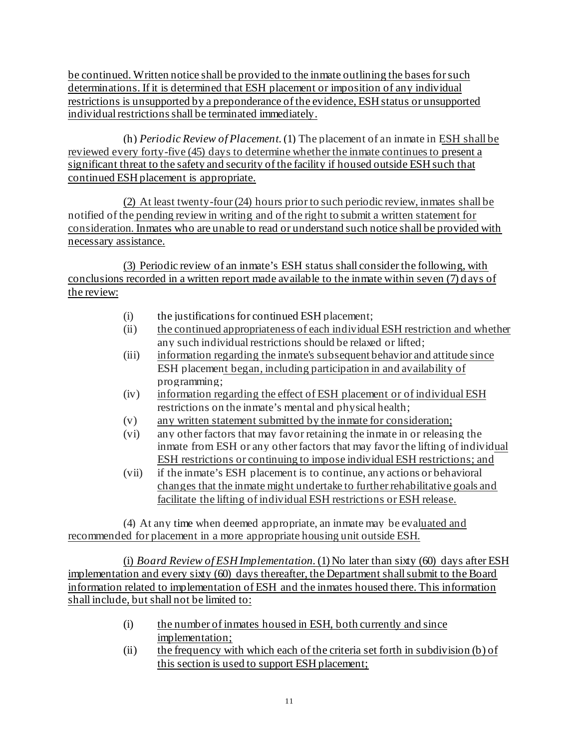be continued. Written notice shall be provided to the inmate outlining the bases for such determinations. If it is determined that ESH placement or imposition of any individual restrictions is unsupported by a preponderance of the evidence, ESH status or unsupported individual restrictions shall be terminated immediately.

(h) *Periodic Review of Placement*. (1) The placement of an inmate in ESH shall be reviewed every forty-five (45) days to determine whether the inmate continues to present a significant threat to the safety and security of the facility if housed outside ESH such that continued ESH placement is appropriate.

(2) At least twenty-four (24) hours prior to such periodic review, inmates shall be notified of the pending review in writing and of the right to submit a written statement for consideration. Inmates who are unable to read or understand such notice shall be provided with necessary assistance.

(3) Periodic review of an inmate's ESH status shall consider the following, with conclusions recorded in a written report made available to the inmate within seven (7) days of the review:

- (i) the justifications for continued ESH placement;
- (ii) the continued appropriateness of each individual ESH restriction and whether any such individual restrictions should be relaxed or lifted;
- (iii) information regarding the inmate's subsequent behavior and attitude since ESH placement began, including participation in and availability of programming;
- (iv) information regarding the effect of ESH placement or of individual ESH restrictions on the inmate's mental and physical health;
- (v) any written statement submitted by the inmate for consideration;
- (vi) any other factors that may favor retaining the inmate in or releasing the inmate from ESH or any other factors that may favor the lifting of individual ESH restrictions or continuing to impose individual ESH restrictions; and
- (vii) if the inmate's ESH placement is to continue, any actions or behavioral changes that the inmate might undertake to further rehabilitative goals and facilitate the lifting of individual ESH restrictions or ESH release.

(4) At any time when deemed appropriate, an inmate may be evaluated and recommended for placement in a more appropriate housing unit outside ESH.

(i) *Board Review of ESH Implementation*. (1) No later than sixty (60) days after ESH implementation and every sixty (60) days thereafter, the Department shall submit to the Board information related to implementation of ESH and the inmates housed there. This information shall include, but shall not be limited to:

- (i) the number of inmates housed in ESH, both currently and since implementation;
- (ii) the frequency with which each of the criteria set forth in subdivision (b) of this section is used to support ESH placement;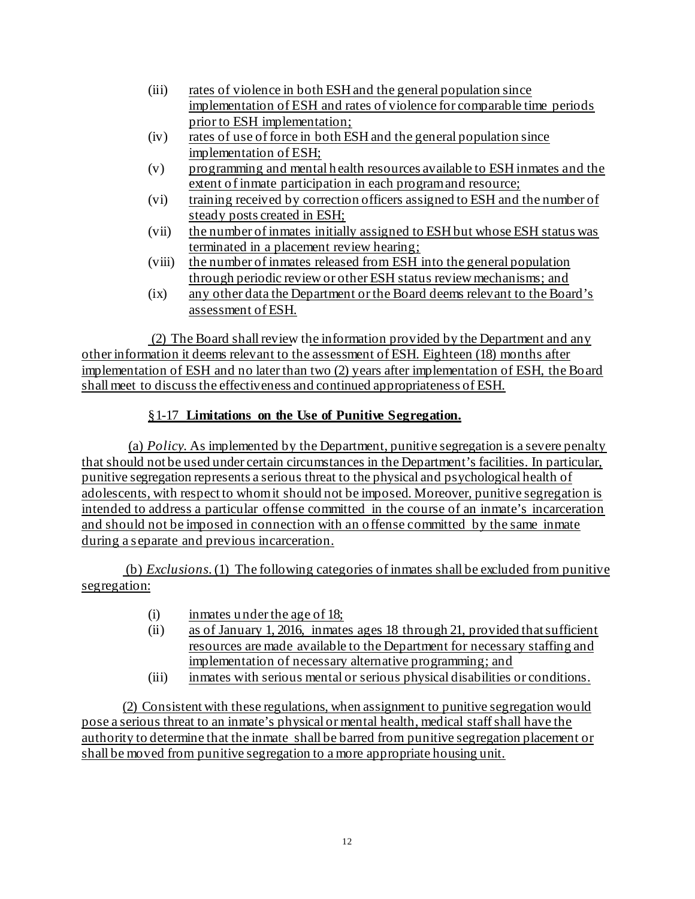(iii) rates of violence in both ESH and the general population since implementation of ESH and rates of violence for comparable time periods prior to ESH implementation;

(iv) rates of use of force in both ESH and the general population since implementation of ESH;

(v) programming and mental health resources available to ESH inmates and the extent of inmate participation in each program and resource;

(vi) training received by correction officers assigned to ESH and the number of steady posts created in ESH;

(vii) the number of inmates initially assigned to ESH but whose ESH status was terminated in a placement review hearing;

(viii) the number of inmates released from ESH into the general population through periodic review or other ESH status review mechanisms; and

(ix) any other data the Department or the Board deems relevant to the Board's assessment of ESH.

(2) The Board shall review the information provided by the Department and any other information it deems relevant to the assessment of ESH. Eighteen (18) months after implementation of ESH and no later than two (2) years after implementation of ESH, the Board shall meet to discuss the effectiveness and continued appropriateness of ESH.

§1-17 **Limitations on the Use of Punitive Segregation.**

(a) *Policy.* As implemented by the Department, punitive segregation is a severe penalty that should not be used under certain circumstances in the Department's facilities. In particular, punitive segregation represents a serious threat to the physical and psychological health of adolescents, with respect to whom it should not be imposed. Moreover, punitive segregation is intended to address a particular offense committed in the course of an inmate's incarceration and should not be imposed in connection with an offense committed by the same inmate during a separate and previous incarceration.

(b) *Exclusions.* (1) The following categories of inmates shall be excluded from punitive segregation:

(i) inmates under the age of 18;

(ii) as of January 1, 2016, inmates ages 18 through 21, provided that sufficient resources are made available to the Department for necessary staffing and implementation of necessary alternative programming; and

(iii) inmates with serious mental or serious physical disabilities or conditions.

(2) Consistent with these regulations, when assignment to punitive segregation would pose a serious threat to an inmate's physical or mental health, medical staff shall have the authority to determine that the inmate shall be barred from punitive segregation placement or shall be moved from punitive segregation to a more appropriate housing unit.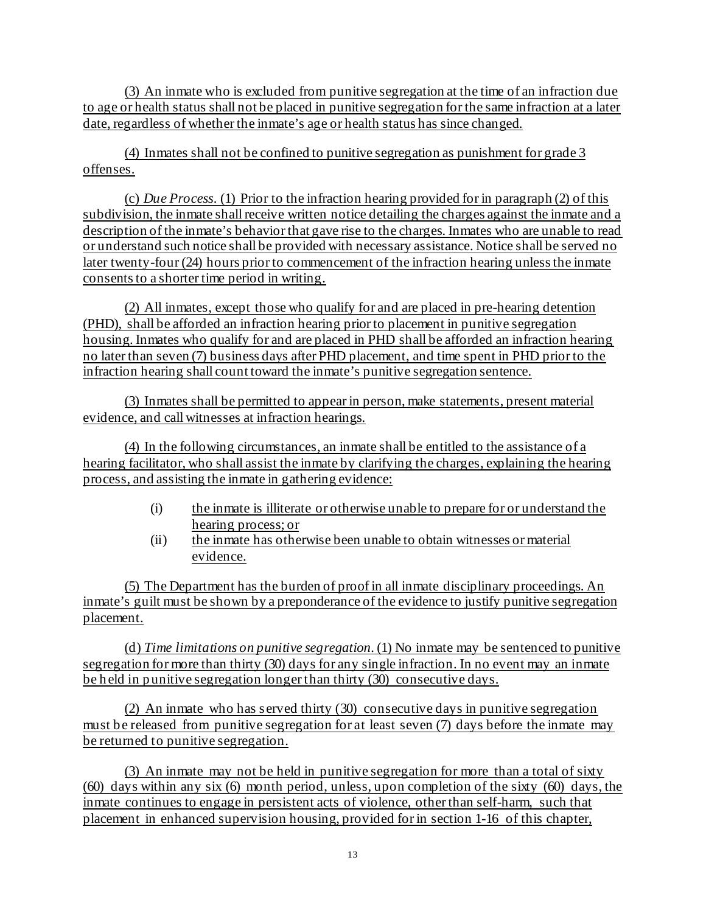(3) An inmate who is excluded from punitive segregation at the time of an infraction due to age or health status shall not be placed in punitive segregation for the same infraction at a later date, regardless of whether the inmate's age or health status has since changed.

(4) Inmates shall not be confined to punitive segregation as punishment for grade 3 offenses.

(c) *Due Process.* (1) Prior to the infraction hearing provided for in paragraph (2) of this subdivision, the inmate shall receive written notice detailing the charges against the inmate and a description of the inmate's behavior that gave rise to the charges. Inmates who are unable to read or understand such notice shall be provided with necessary assistance. Notice shall be served no later twenty-four (24) hours prior to commencement of the infraction hearing unless the inmate consents to a shorter time period in writing.

(2) All inmates, except those who qualify for and are placed in pre-hearing detention (PHD), shall be afforded an infraction hearing prior to placement in punitive segregation housing. Inmates who qualify for and are placed in PHD shall be afforded an infraction hearing no later than seven (7) business days after PHD placement, and time spent in PHD prior to the infraction hearing shall count toward the inmate's punitive segregation sentence.

(3) Inmates shall be permitted to appear in person, make statements, present material evidence, and call witnesses at infraction hearings.

(4) In the following circumstances, an inmate shall be entitled to the assistance of a hearing facilitator, who shall assist the inmate by clarifying the charges, explaining the hearing process, and assisting the inmate in gathering evidence:

(i) the inmate is illiterate or otherwise unable to prepare for or understand the hearing process; or

(ii) the inmate has otherwise been unable to obtain witnesses or material evidence.

(5) The Department has the burden of proof in all inmate disciplinary proceedings. An inmate's guilt must be shown by a preponderance of the evidence to justify punitive segregation placement.

(d) *Time limitations on punitive segregation.* (1) No inmate may be sentenced to punitive segregation for more than thirty (30) days for any single infraction. In no event may an inmate be held in punitive segregation longer than thirty (30) consecutive days.

(2) An inmate who has served thirty (30) consecutive days in punitive segregation must be released from punitive segregation for at least seven (7) days before the inmate may be returned to punitive segregation.

(3) An inmate may not be held in punitive segregation for more than a total of sixty (60) days within any six (6) month period, unless, upon completion of the sixty (60) days, the inmate continues to engage in persistent acts of violence, other than self-harm, such that placement in enhanced supervision housing, provided for in section 1-16 of this chapter,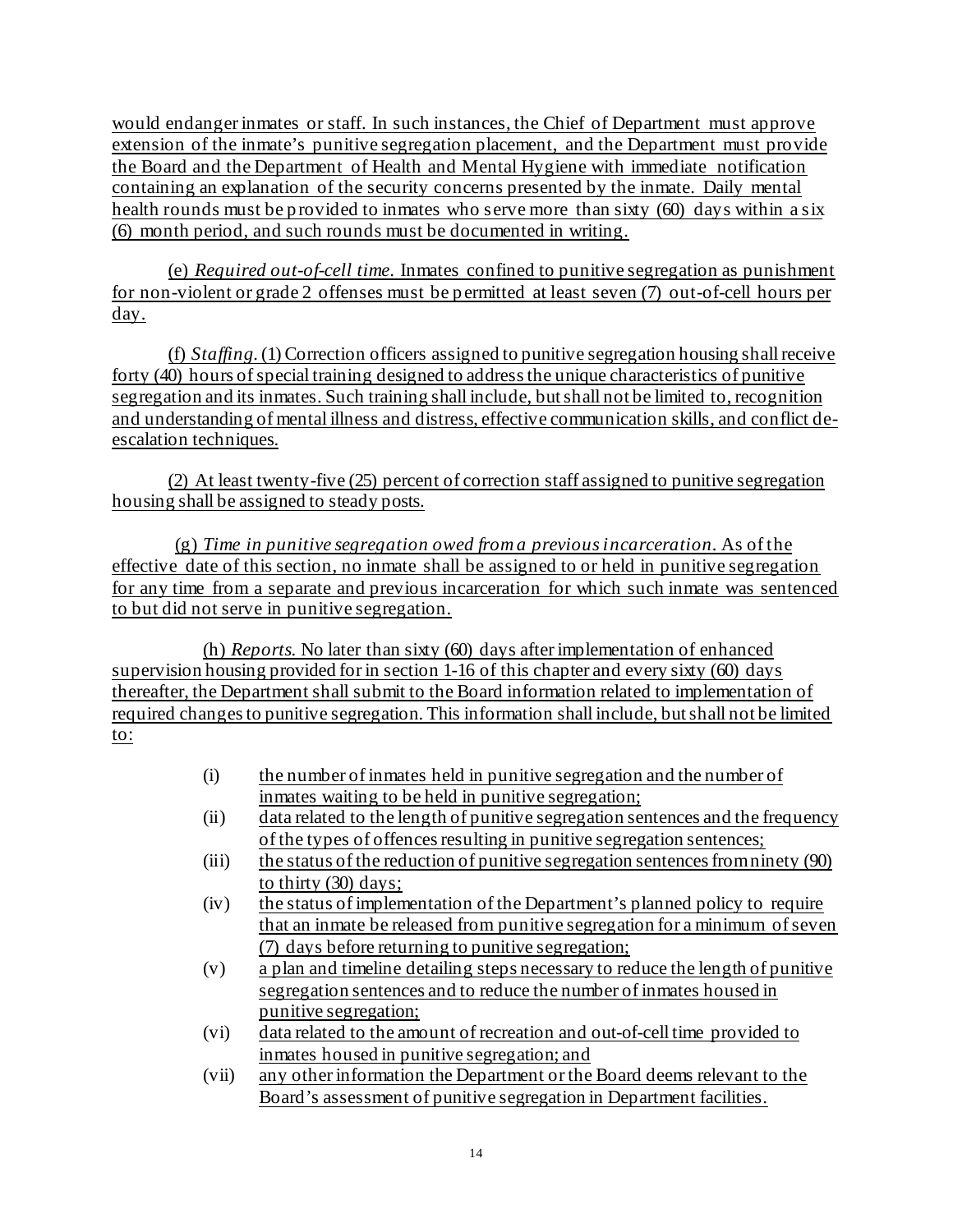would endanger inmates or staff. In such instances, the Chief of Department must approve extension of the inmate's punitive segregation placement, and the Department must provide the Board and the Department of Health and Mental Hygiene with immediate notification containing an explanation of the security concerns presented by the inmate. Daily mental health rounds must be provided to inmates who serve more than sixty (60) days within a six (6) month period, and such rounds must be documented in writing.

(e) *Required out-of-cell time.* Inmates confined to punitive segregation as punishment for non-violent or grade 2 offenses must be permitted at least seven (7) out-of-cell hours per day.

(f) *Staffing.* (1) Correction officers assigned to punitive segregation housing shall receive forty (40) hours of special training designed to address the unique characteristics of punitive segregation and its inmates. Such training shall include, but shall not be limited to, recognition and understanding of mental illness and distress, effective communication skills, and conflict de-escalation techniques.

(2) At least twenty-five (25) percent of correction staff assigned to punitive segregation housing shall be assigned to steady posts.

(g) *Time in punitive segregation owed from a previous incarceration.* As of the effective date of this section, no inmate shall be assigned to or held in punitive segregation for any time from a separate and previous incarceration for which such inmate was sentenced to but did not serve in punitive segregation.

(h) *Reports.* No later than sixty (60) days after implementation of enhanced supervision housing provided for in section 1-16 of this chapter and every sixty (60) days thereafter, the Department shall submit to the Board information related to implementation of required changes to punitive segregation. This information shall include, but shall not be limited to:

(i) the number of inmates held in punitive segregation and the number of inmates waiting to be held in punitive segregation;

(ii) data related to the length of punitive segregation sentences and the frequency of the types of offences resulting in punitive segregation sentences;

(iii) the status of the reduction of punitive segregation sentences from ninety (90) to thirty (30) days;

(iv) the status of implementation of the Department's planned policy to require that an inmate be released from punitive segregation for a minimum of seven (7) days before returning to punitive segregation;

(v) a plan and timeline detailing steps necessary to reduce the length of punitive segregation sentences and to reduce the number of inmates housed in punitive segregation;

(vi) data related to the amount of recreation and out-of-cell time provided to inmates housed in punitive segregation; and

(vii) any other information the Department or the Board deems relevant to the Board's assessment of punitive segregation in Department facilities.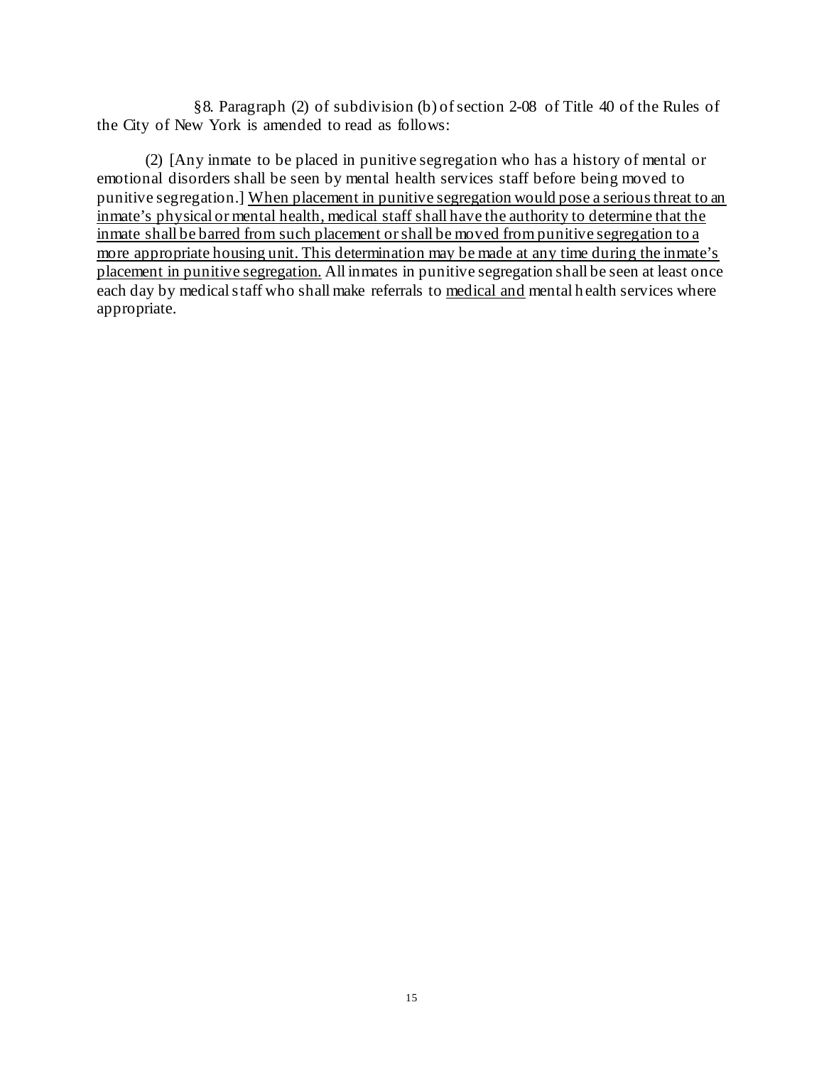§8. Paragraph (2) of subdivision (b) of section 2-08 of Title 40 of the Rules of the City of New York is amended to read as follows:

(2) [Any inmate to be placed in punitive segregation who has a history of mental or emotional disorders shall be seen by mental health services staff before being moved to punitive segregation.] <u>When placement in punitive segregation would pose a serious threat to an inmate's physical or mental health, medical staff shall have the authority to determine that the inmate shall be barred from such placement or shall be moved from punitive segregation to a more appropriate housing unit. This determination may be made at any time during the inmate's placement in punitive segregation.</u> All inmates in punitive segregation shall be seen at least once each day by medical staff who shall make referrals to <u>medical and</u> mental health services where appropriate.